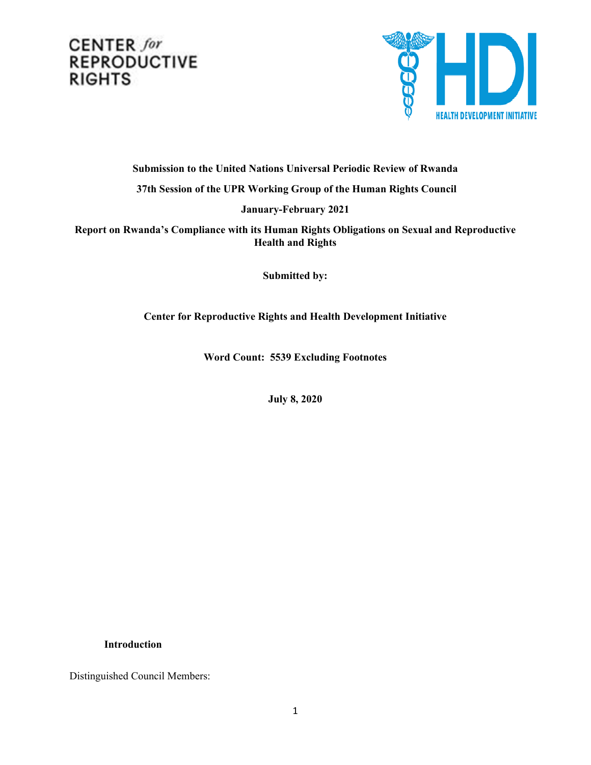CENTER *for* REPRODUCTIVE RIGHTS

HDI HEALTH DEVELOPMENT INITIATIVE

**Submission to the United Nations Universal Periodic Review of Rwanda**

**37th Session of the UPR Working Group of the Human Rights Council**

**January-February 2021**

**Report on Rwanda's Compliance with its Human Rights Obligations on Sexual and Reproductive Health and Rights**

**Submitted by:**

**Center for Reproductive Rights and Health Development Initiative**

**Word Count: 5539 Excluding Footnotes**

**July 8, 2020**

## Introduction

Distinguished Council Members: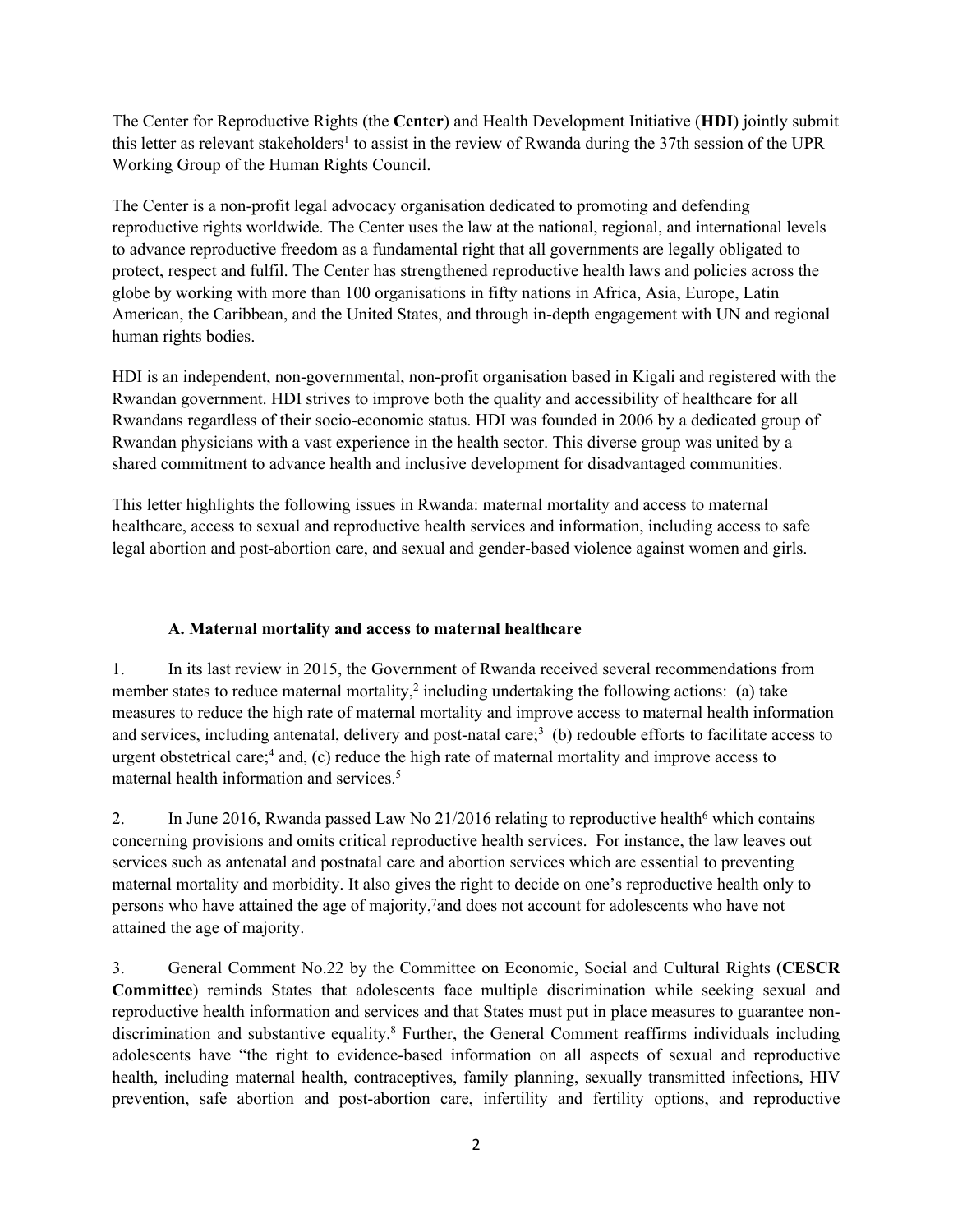The Center for Reproductive Rights (the **Center**) and Health Development Initiative (**HDI**) jointly submit this letter as relevant stakeholders[1] to assist in the review of Rwanda during the 37th session of the UPR Working Group of the Human Rights Council.

The Center is a non-profit legal advocacy organisation dedicated to promoting and defending reproductive rights worldwide. The Center uses the law at the national, regional, and international levels to advance reproductive freedom as a fundamental right that all governments are legally obligated to protect, respect and fulfil. The Center has strengthened reproductive health laws and policies across the globe by working with more than 100 organisations in fifty nations in Africa, Asia, Europe, Latin American, the Caribbean, and the United States, and through in-depth engagement with UN and regional human rights bodies.

HDI is an independent, non-governmental, non-profit organisation based in Kigali and registered with the Rwandan government. HDI strives to improve both the quality and accessibility of healthcare for all Rwandans regardless of their socio-economic status. HDI was founded in 2006 by a dedicated group of Rwandan physicians with a vast experience in the health sector. This diverse group was united by a shared commitment to advance health and inclusive development for disadvantaged communities.

This letter highlights the following issues in Rwanda: maternal mortality and access to maternal healthcare, access to sexual and reproductive health services and information, including access to safe legal abortion and post-abortion care, and sexual and gender-based violence against women and girls.

### A. Maternal mortality and access to maternal healthcare

1. In its last review in 2015, the Government of Rwanda received several recommendations from member states to reduce maternal mortality,[2] including undertaking the following actions: (a) take measures to reduce the high rate of maternal mortality and improve access to maternal health information and services, including antenatal, delivery and post-natal care;[3] (b) redouble efforts to facilitate access to urgent obstetrical care;[4] and, (c) reduce the high rate of maternal mortality and improve access to maternal health information and services.[5]

2. In June 2016, Rwanda passed Law No 21/2016 relating to reproductive health[6] which contains concerning provisions and omits critical reproductive health services. For instance, the law leaves out services such as antenatal and postnatal care and abortion services which are essential to preventing maternal mortality and morbidity. It also gives the right to decide on one's reproductive health only to persons who have attained the age of majority,[7] and does not account for adolescents who have not attained the age of majority.

3. General Comment No.22 by the Committee on Economic, Social and Cultural Rights (**CESCR Committee**) reminds States that adolescents face multiple discrimination while seeking sexual and reproductive health information and services and that States must put in place measures to guarantee non-discrimination and substantive equality.[8] Further, the General Comment reaffirms individuals including adolescents have "the right to evidence-based information on all aspects of sexual and reproductive health, including maternal health, contraceptives, family planning, sexually transmitted infections, HIV prevention, safe abortion and post-abortion care, infertility and fertility options, and reproductive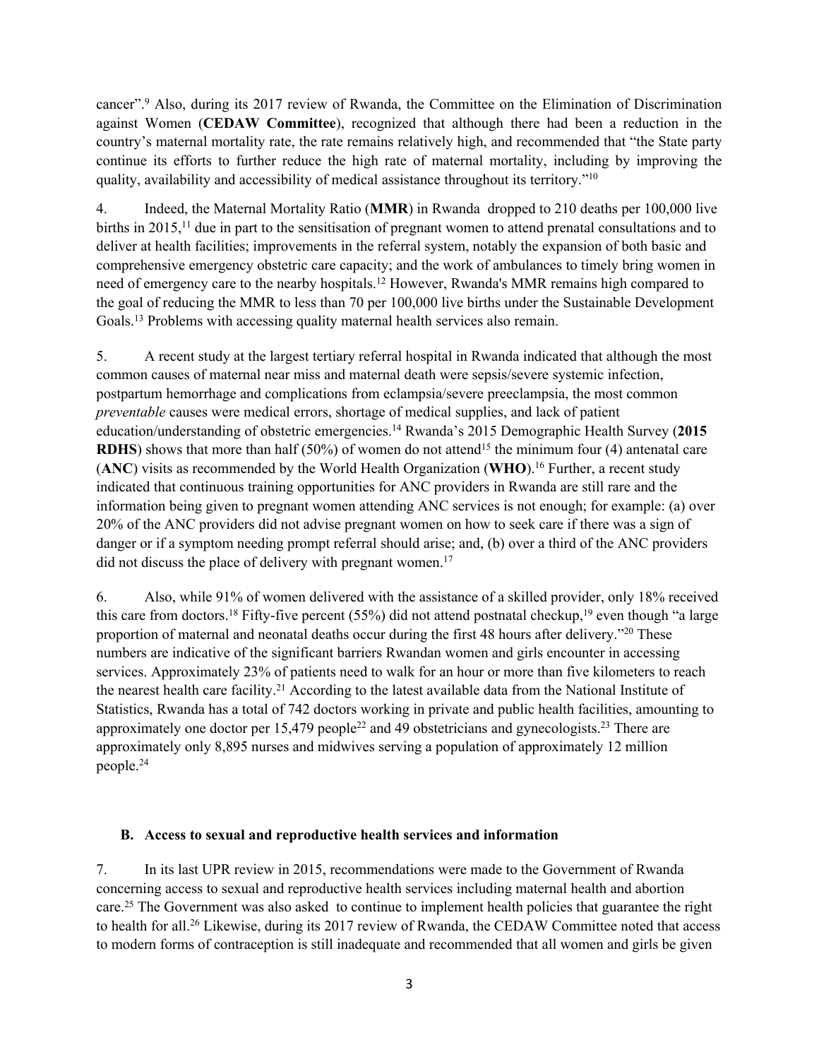cancer".[9] Also, during its 2017 review of Rwanda, the Committee on the Elimination of Discrimination against Women (**CEDAW Committee**), recognized that although there had been a reduction in the country's maternal mortality rate, the rate remains relatively high, and recommended that "the State party continue its efforts to further reduce the high rate of maternal mortality, including by improving the quality, availability and accessibility of medical assistance throughout its territory."[10]

4. Indeed, the Maternal Mortality Ratio (**MMR**) in Rwanda dropped to 210 deaths per 100,000 live births in 2015,[11] due in part to the sensitisation of pregnant women to attend prenatal consultations and to deliver at health facilities; improvements in the referral system, notably the expansion of both basic and comprehensive emergency obstetric care capacity; and the work of ambulances to timely bring women in need of emergency care to the nearby hospitals.[12] However, Rwanda's MMR remains high compared to the goal of reducing the MMR to less than 70 per 100,000 live births under the Sustainable Development Goals.[13] Problems with accessing quality maternal health services also remain.

5. A recent study at the largest tertiary referral hospital in Rwanda indicated that although the most common causes of maternal near miss and maternal death were sepsis/severe systemic infection, postpartum hemorrhage and complications from eclampsia/severe preeclampsia, the most common *preventable* causes were medical errors, shortage of medical supplies, and lack of patient education/understanding of obstetric emergencies.[14] Rwanda's 2015 Demographic Health Survey (**2015 RDHS**) shows that more than half (50%) of women do not attend[15] the minimum four (4) antenatal care (**ANC**) visits as recommended by the World Health Organization (**WHO**).[16] Further, a recent study indicated that continuous training opportunities for ANC providers in Rwanda are still rare and the information being given to pregnant women attending ANC services is not enough; for example: (a) over 20% of the ANC providers did not advise pregnant women on how to seek care if there was a sign of danger or if a symptom needing prompt referral should arise; and, (b) over a third of the ANC providers did not discuss the place of delivery with pregnant women.[17]

6. Also, while 91% of women delivered with the assistance of a skilled provider, only 18% received this care from doctors.[18] Fifty-five percent (55%) did not attend postnatal checkup,[19] even though "a large proportion of maternal and neonatal deaths occur during the first 48 hours after delivery."[20] These numbers are indicative of the significant barriers Rwandan women and girls encounter in accessing services. Approximately 23% of patients need to walk for an hour or more than five kilometers to reach the nearest health care facility.[21] According to the latest available data from the National Institute of Statistics, Rwanda has a total of 742 doctors working in private and public health facilities, amounting to approximately one doctor per 15,479 people[22] and 49 obstetricians and gynecologists.[23] There are approximately only 8,895 nurses and midwives serving a population of approximately 12 million people.[24]

### B. Access to sexual and reproductive health services and information

7. In its last UPR review in 2015, recommendations were made to the Government of Rwanda concerning access to sexual and reproductive health services including maternal health and abortion care.[25] The Government was also asked to continue to implement health policies that guarantee the right to health for all.[26] Likewise, during its 2017 review of Rwanda, the CEDAW Committee noted that access to modern forms of contraception is still inadequate and recommended that all women and girls be given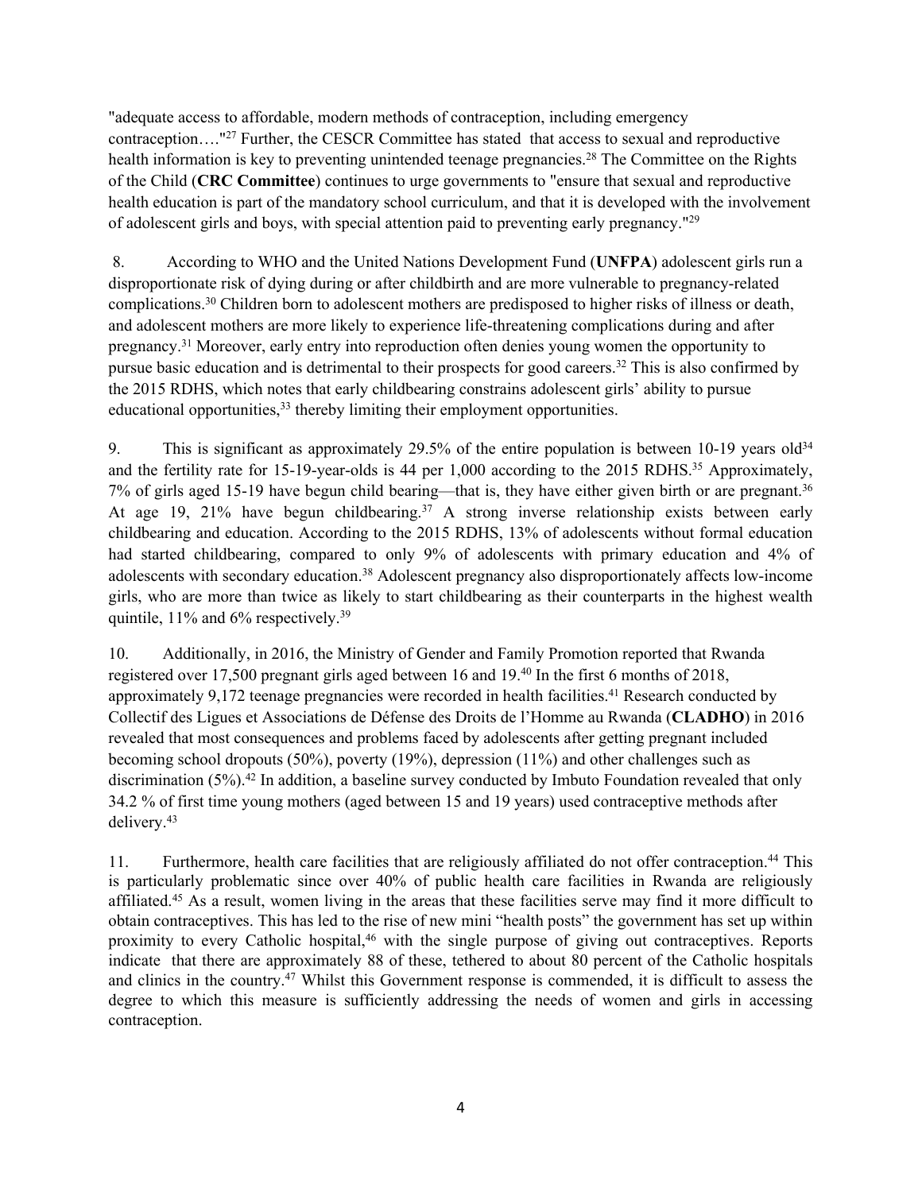"adequate access to affordable, modern methods of contraception, including emergency contraception…."[27] Further, the CESCR Committee has stated that access to sexual and reproductive health information is key to preventing unintended teenage pregnancies.[28] The Committee on the Rights of the Child (**CRC Committee**) continues to urge governments to "ensure that sexual and reproductive health education is part of the mandatory school curriculum, and that it is developed with the involvement of adolescent girls and boys, with special attention paid to preventing early pregnancy."[29]

8. According to WHO and the United Nations Development Fund (**UNFPA**) adolescent girls run a disproportionate risk of dying during or after childbirth and are more vulnerable to pregnancy-related complications.[30] Children born to adolescent mothers are predisposed to higher risks of illness or death, and adolescent mothers are more likely to experience life-threatening complications during and after pregnancy.[31] Moreover, early entry into reproduction often denies young women the opportunity to pursue basic education and is detrimental to their prospects for good careers.[32] This is also confirmed by the 2015 RDHS, which notes that early childbearing constrains adolescent girls' ability to pursue educational opportunities,[33] thereby limiting their employment opportunities.

9. This is significant as approximately 29.5% of the entire population is between 10-19 years old[34] and the fertility rate for 15-19-year-olds is 44 per 1,000 according to the 2015 RDHS.[35] Approximately, 7% of girls aged 15-19 have begun child bearing—that is, they have either given birth or are pregnant.[36] At age 19, 21% have begun childbearing.[37] A strong inverse relationship exists between early childbearing and education. According to the 2015 RDHS, 13% of adolescents without formal education had started childbearing, compared to only 9% of adolescents with primary education and 4% of adolescents with secondary education.[38] Adolescent pregnancy also disproportionately affects low-income girls, who are more than twice as likely to start childbearing as their counterparts in the highest wealth quintile, 11% and 6% respectively.[39]

10. Additionally, in 2016, the Ministry of Gender and Family Promotion reported that Rwanda registered over 17,500 pregnant girls aged between 16 and 19.[40] In the first 6 months of 2018, approximately 9,172 teenage pregnancies were recorded in health facilities.[41] Research conducted by Collectif des Ligues et Associations de Défense des Droits de l'Homme au Rwanda (**CLADHO**) in 2016 revealed that most consequences and problems faced by adolescents after getting pregnant included becoming school dropouts (50%), poverty (19%), depression (11%) and other challenges such as discrimination (5%).[42] In addition, a baseline survey conducted by Imbuto Foundation revealed that only 34.2 % of first time young mothers (aged between 15 and 19 years) used contraceptive methods after delivery.[43]

11. Furthermore, health care facilities that are religiously affiliated do not offer contraception.[44] This is particularly problematic since over 40% of public health care facilities in Rwanda are religiously affiliated.[45] As a result, women living in the areas that these facilities serve may find it more difficult to obtain contraceptives. This has led to the rise of new mini "health posts" the government has set up within proximity to every Catholic hospital,[46] with the single purpose of giving out contraceptives. Reports indicate that there are approximately 88 of these, tethered to about 80 percent of the Catholic hospitals and clinics in the country.[47] Whilst this Government response is commended, it is difficult to assess the degree to which this measure is sufficiently addressing the needs of women and girls in accessing contraception.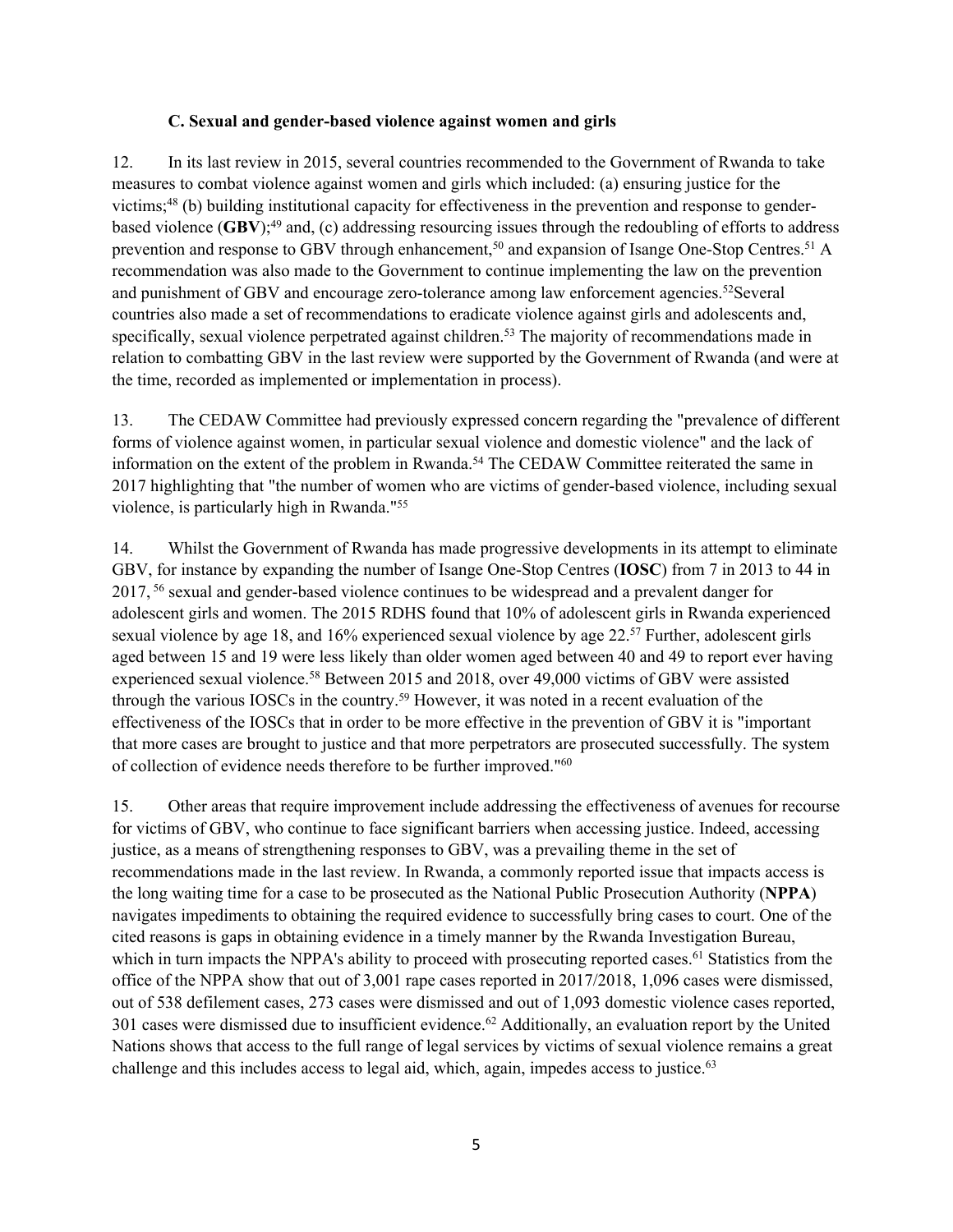### C. Sexual and gender-based violence against women and girls

12. In its last review in 2015, several countries recommended to the Government of Rwanda to take measures to combat violence against women and girls which included: (a) ensuring justice for the victims;[48] (b) building institutional capacity for effectiveness in the prevention and response to gender-based violence (**GBV**);[49] and, (c) addressing resourcing issues through the redoubling of efforts to address prevention and response to GBV through enhancement,[50] and expansion of Isange One-Stop Centres.[51] A recommendation was also made to the Government to continue implementing the law on the prevention and punishment of GBV and encourage zero-tolerance among law enforcement agencies.[52]Several countries also made a set of recommendations to eradicate violence against girls and adolescents and, specifically, sexual violence perpetrated against children.[53] The majority of recommendations made in relation to combatting GBV in the last review were supported by the Government of Rwanda (and were at the time, recorded as implemented or implementation in process).

13. The CEDAW Committee had previously expressed concern regarding the "prevalence of different forms of violence against women, in particular sexual violence and domestic violence" and the lack of information on the extent of the problem in Rwanda.[54] The CEDAW Committee reiterated the same in 2017 highlighting that "the number of women who are victims of gender-based violence, including sexual violence, is particularly high in Rwanda."[55]

14. Whilst the Government of Rwanda has made progressive developments in its attempt to eliminate GBV, for instance by expanding the number of Isange One-Stop Centres (**IOSC**) from 7 in 2013 to 44 in 2017, [56] sexual and gender-based violence continues to be widespread and a prevalent danger for adolescent girls and women. The 2015 RDHS found that 10% of adolescent girls in Rwanda experienced sexual violence by age 18, and 16% experienced sexual violence by age 22.[57] Further, adolescent girls aged between 15 and 19 were less likely than older women aged between 40 and 49 to report ever having experienced sexual violence.[58] Between 2015 and 2018, over 49,000 victims of GBV were assisted through the various IOSCs in the country.[59] However, it was noted in a recent evaluation of the effectiveness of the IOSCs that in order to be more effective in the prevention of GBV it is "important that more cases are brought to justice and that more perpetrators are prosecuted successfully. The system of collection of evidence needs therefore to be further improved."[60]

15. Other areas that require improvement include addressing the effectiveness of avenues for recourse for victims of GBV, who continue to face significant barriers when accessing justice. Indeed, accessing justice, as a means of strengthening responses to GBV, was a prevailing theme in the set of recommendations made in the last review. In Rwanda, a commonly reported issue that impacts access is the long waiting time for a case to be prosecuted as the National Public Prosecution Authority (**NPPA**) navigates impediments to obtaining the required evidence to successfully bring cases to court. One of the cited reasons is gaps in obtaining evidence in a timely manner by the Rwanda Investigation Bureau, which in turn impacts the NPPA's ability to proceed with prosecuting reported cases.[61] Statistics from the office of the NPPA show that out of 3,001 rape cases reported in 2017/2018, 1,096 cases were dismissed, out of 538 defilement cases, 273 cases were dismissed and out of 1,093 domestic violence cases reported, 301 cases were dismissed due to insufficient evidence.[62] Additionally, an evaluation report by the United Nations shows that access to the full range of legal services by victims of sexual violence remains a great challenge and this includes access to legal aid, which, again, impedes access to justice.[63]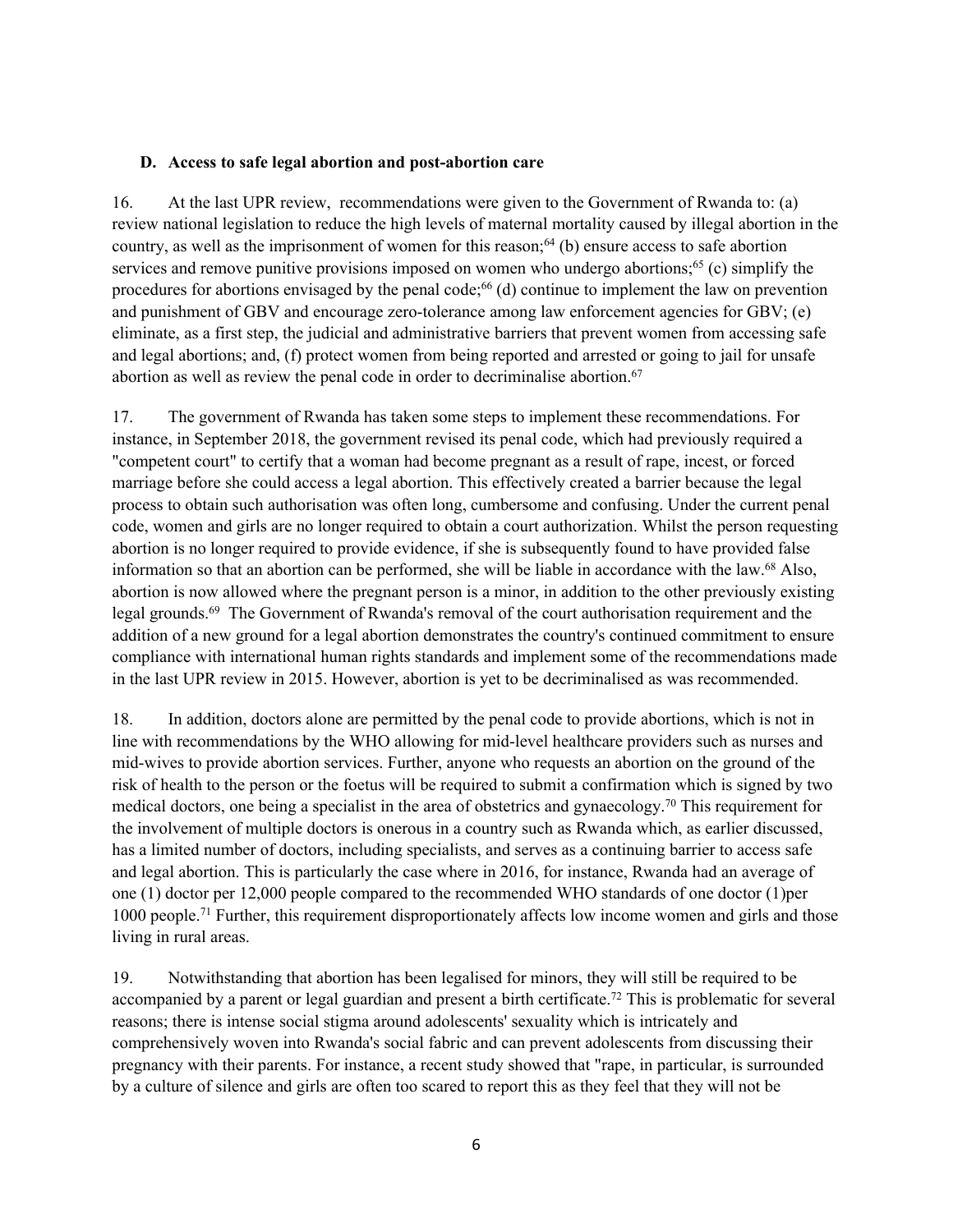### D. Access to safe legal abortion and post-abortion care

16. At the last UPR review, recommendations were given to the Government of Rwanda to: (a) review national legislation to reduce the high levels of maternal mortality caused by illegal abortion in the country, as well as the imprisonment of women for this reason;[64] (b) ensure access to safe abortion services and remove punitive provisions imposed on women who undergo abortions;[65] (c) simplify the procedures for abortions envisaged by the penal code;[66] (d) continue to implement the law on prevention and punishment of GBV and encourage zero-tolerance among law enforcement agencies for GBV; (e) eliminate, as a first step, the judicial and administrative barriers that prevent women from accessing safe and legal abortions; and, (f) protect women from being reported and arrested or going to jail for unsafe abortion as well as review the penal code in order to decriminalise abortion.[67]

17. The government of Rwanda has taken some steps to implement these recommendations. For instance, in September 2018, the government revised its penal code, which had previously required a "competent court" to certify that a woman had become pregnant as a result of rape, incest, or forced marriage before she could access a legal abortion. This effectively created a barrier because the legal process to obtain such authorisation was often long, cumbersome and confusing. Under the current penal code, women and girls are no longer required to obtain a court authorization. Whilst the person requesting abortion is no longer required to provide evidence, if she is subsequently found to have provided false information so that an abortion can be performed, she will be liable in accordance with the law.[68] Also, abortion is now allowed where the pregnant person is a minor, in addition to the other previously existing legal grounds.[69] The Government of Rwanda's removal of the court authorisation requirement and the addition of a new ground for a legal abortion demonstrates the country's continued commitment to ensure compliance with international human rights standards and implement some of the recommendations made in the last UPR review in 2015. However, abortion is yet to be decriminalised as was recommended.

18. In addition, doctors alone are permitted by the penal code to provide abortions, which is not in line with recommendations by the WHO allowing for mid-level healthcare providers such as nurses and mid-wives to provide abortion services. Further, anyone who requests an abortion on the ground of the risk of health to the person or the foetus will be required to submit a confirmation which is signed by two medical doctors, one being a specialist in the area of obstetrics and gynaecology.[70] This requirement for the involvement of multiple doctors is onerous in a country such as Rwanda which, as earlier discussed, has a limited number of doctors, including specialists, and serves as a continuing barrier to access safe and legal abortion. This is particularly the case where in 2016, for instance, Rwanda had an average of one (1) doctor per 12,000 people compared to the recommended WHO standards of one doctor (1)per 1000 people.[71] Further, this requirement disproportionately affects low income women and girls and those living in rural areas.

19. Notwithstanding that abortion has been legalised for minors, they will still be required to be accompanied by a parent or legal guardian and present a birth certificate.[72] This is problematic for several reasons; there is intense social stigma around adolescents' sexuality which is intricately and comprehensively woven into Rwanda's social fabric and can prevent adolescents from discussing their pregnancy with their parents. For instance, a recent study showed that "rape, in particular, is surrounded by a culture of silence and girls are often too scared to report this as they feel that they will not be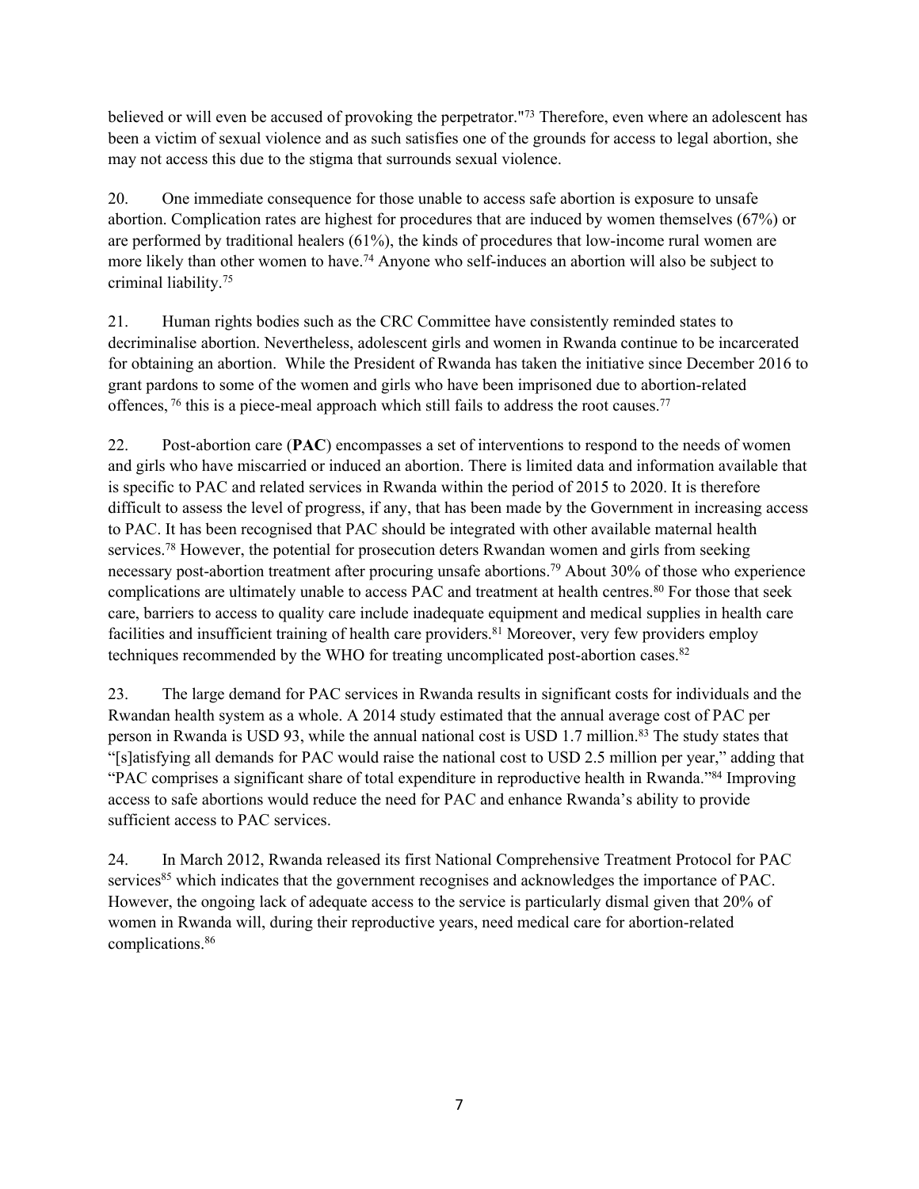believed or will even be accused of provoking the perpetrator."[73] Therefore, even where an adolescent has been a victim of sexual violence and as such satisfies one of the grounds for access to legal abortion, she may not access this due to the stigma that surrounds sexual violence.

20. One immediate consequence for those unable to access safe abortion is exposure to unsafe abortion. Complication rates are highest for procedures that are induced by women themselves (67%) or are performed by traditional healers (61%), the kinds of procedures that low-income rural women are more likely than other women to have.[74] Anyone who self-induces an abortion will also be subject to criminal liability.[75]

21. Human rights bodies such as the CRC Committee have consistently reminded states to decriminalise abortion. Nevertheless, adolescent girls and women in Rwanda continue to be incarcerated for obtaining an abortion. While the President of Rwanda has taken the initiative since December 2016 to grant pardons to some of the women and girls who have been imprisoned due to abortion-related offences,[76] this is a piece-meal approach which still fails to address the root causes.[77]

22. Post-abortion care (**PAC**) encompasses a set of interventions to respond to the needs of women and girls who have miscarried or induced an abortion. There is limited data and information available that is specific to PAC and related services in Rwanda within the period of 2015 to 2020. It is therefore difficult to assess the level of progress, if any, that has been made by the Government in increasing access to PAC. It has been recognised that PAC should be integrated with other available maternal health services.[78] However, the potential for prosecution deters Rwandan women and girls from seeking necessary post-abortion treatment after procuring unsafe abortions.[79] About 30% of those who experience complications are ultimately unable to access PAC and treatment at health centres.[80] For those that seek care, barriers to access to quality care include inadequate equipment and medical supplies in health care facilities and insufficient training of health care providers.[81] Moreover, very few providers employ techniques recommended by the WHO for treating uncomplicated post-abortion cases.[82]

23. The large demand for PAC services in Rwanda results in significant costs for individuals and the Rwandan health system as a whole. A 2014 study estimated that the annual average cost of PAC per person in Rwanda is USD 93, while the annual national cost is USD 1.7 million.[83] The study states that "[s]atisfying all demands for PAC would raise the national cost to USD 2.5 million per year," adding that "PAC comprises a significant share of total expenditure in reproductive health in Rwanda."[84] Improving access to safe abortions would reduce the need for PAC and enhance Rwanda's ability to provide sufficient access to PAC services.

24. In March 2012, Rwanda released its first National Comprehensive Treatment Protocol for PAC services[85] which indicates that the government recognises and acknowledges the importance of PAC. However, the ongoing lack of adequate access to the service is particularly dismal given that 20% of women in Rwanda will, during their reproductive years, need medical care for abortion-related complications.[86]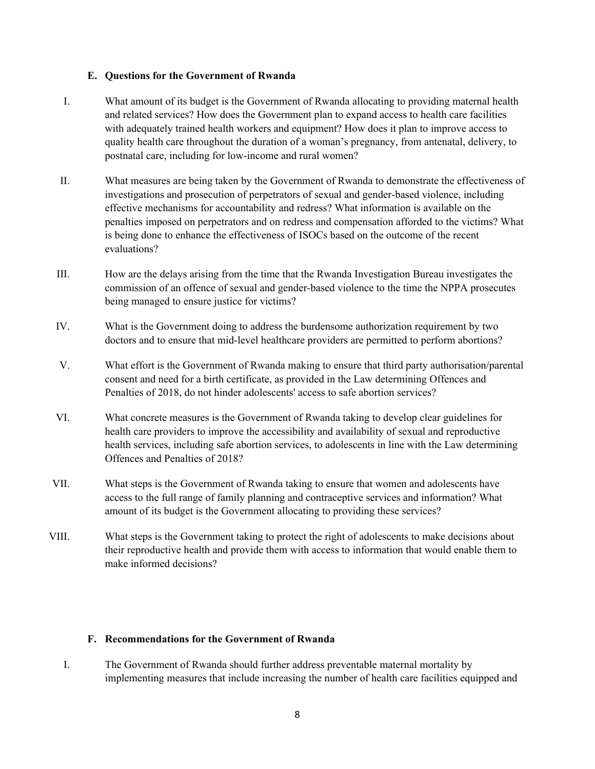### E. Questions for the Government of Rwanda

I. What amount of its budget is the Government of Rwanda allocating to providing maternal health and related services? How does the Government plan to expand access to health care facilities with adequately trained health workers and equipment? How does it plan to improve access to quality health care throughout the duration of a woman's pregnancy, from antenatal, delivery, to postnatal care, including for low-income and rural women?

II. What measures are being taken by the Government of Rwanda to demonstrate the effectiveness of investigations and prosecution of perpetrators of sexual and gender-based violence, including effective mechanisms for accountability and redress? What information is available on the penalties imposed on perpetrators and on redress and compensation afforded to the victims? What is being done to enhance the effectiveness of ISOCs based on the outcome of the recent evaluations?

III. How are the delays arising from the time that the Rwanda Investigation Bureau investigates the commission of an offence of sexual and gender-based violence to the time the NPPA prosecutes being managed to ensure justice for victims?

IV. What is the Government doing to address the burdensome authorization requirement by two doctors and to ensure that mid-level healthcare providers are permitted to perform abortions?

V. What effort is the Government of Rwanda making to ensure that third party authorisation/parental consent and need for a birth certificate, as provided in the Law determining Offences and Penalties of 2018, do not hinder adolescents' access to safe abortion services?

VI. What concrete measures is the Government of Rwanda taking to develop clear guidelines for health care providers to improve the accessibility and availability of sexual and reproductive health services, including safe abortion services, to adolescents in line with the Law determining Offences and Penalties of 2018?

VII. What steps is the Government of Rwanda taking to ensure that women and adolescents have access to the full range of family planning and contraceptive services and information? What amount of its budget is the Government allocating to providing these services?

VIII. What steps is the Government taking to protect the right of adolescents to make decisions about their reproductive health and provide them with access to information that would enable them to make informed decisions?

### F. Recommendations for the Government of Rwanda

I. The Government of Rwanda should further address preventable maternal mortality by implementing measures that include increasing the number of health care facilities equipped and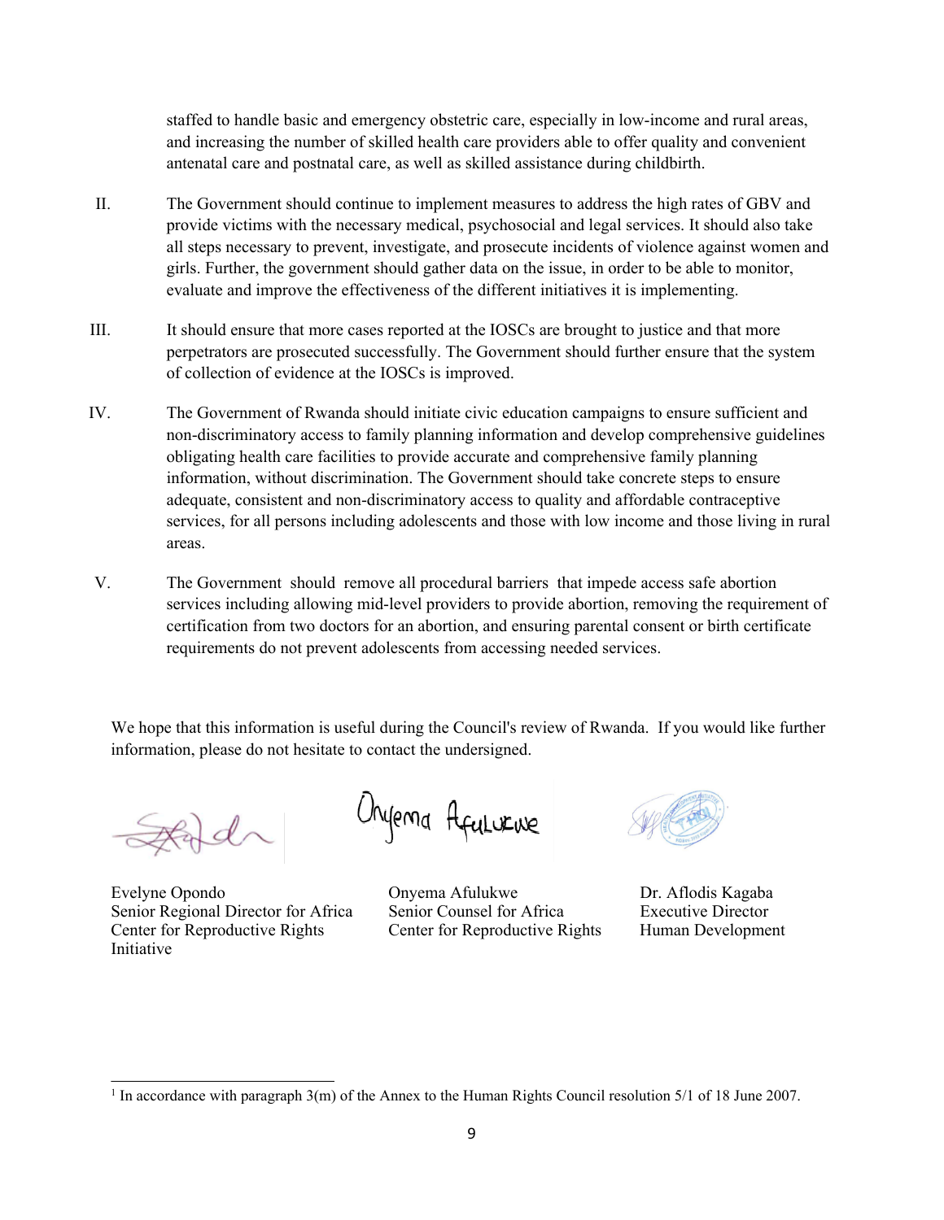staffed to handle basic and emergency obstetric care, especially in low-income and rural areas, and increasing the number of skilled health care providers able to offer quality and convenient antenatal care and postnatal care, as well as skilled assistance during childbirth.

II. The Government should continue to implement measures to address the high rates of GBV and provide victims with the necessary medical, psychosocial and legal services. It should also take all steps necessary to prevent, investigate, and prosecute incidents of violence against women and girls. Further, the government should gather data on the issue, in order to be able to monitor, evaluate and improve the effectiveness of the different initiatives it is implementing.

III. It should ensure that more cases reported at the IOSCs are brought to justice and that more perpetrators are prosecuted successfully. The Government should further ensure that the system of collection of evidence at the IOSCs is improved.

IV. The Government of Rwanda should initiate civic education campaigns to ensure sufficient and non-discriminatory access to family planning information and develop comprehensive guidelines obligating health care facilities to provide accurate and comprehensive family planning information, without discrimination. The Government should take concrete steps to ensure adequate, consistent and non-discriminatory access to quality and affordable contraceptive services, for all persons including adolescents and those with low income and those living in rural areas.

V. The Government should remove all procedural barriers that impede access safe abortion services including allowing mid-level providers to provide abortion, removing the requirement of certification from two doctors for an abortion, and ensuring parental consent or birth certificate requirements do not prevent adolescents from accessing needed services.

We hope that this information is useful during the Council's review of Rwanda. If you would like further information, please do not hesitate to contact the undersigned.

Evelyne Opondo
Senior Regional Director for Africa
Center for Reproductive Rights

Onyema Afulukwe
Senior Counsel for Africa
Center for Reproductive Rights

Dr. Aflodis Kagaba
Executive Director
Human Development
Initiative

[1] In accordance with paragraph 3(m) of the Annex to the Human Rights Council resolution 5/1 of 18 June 2007.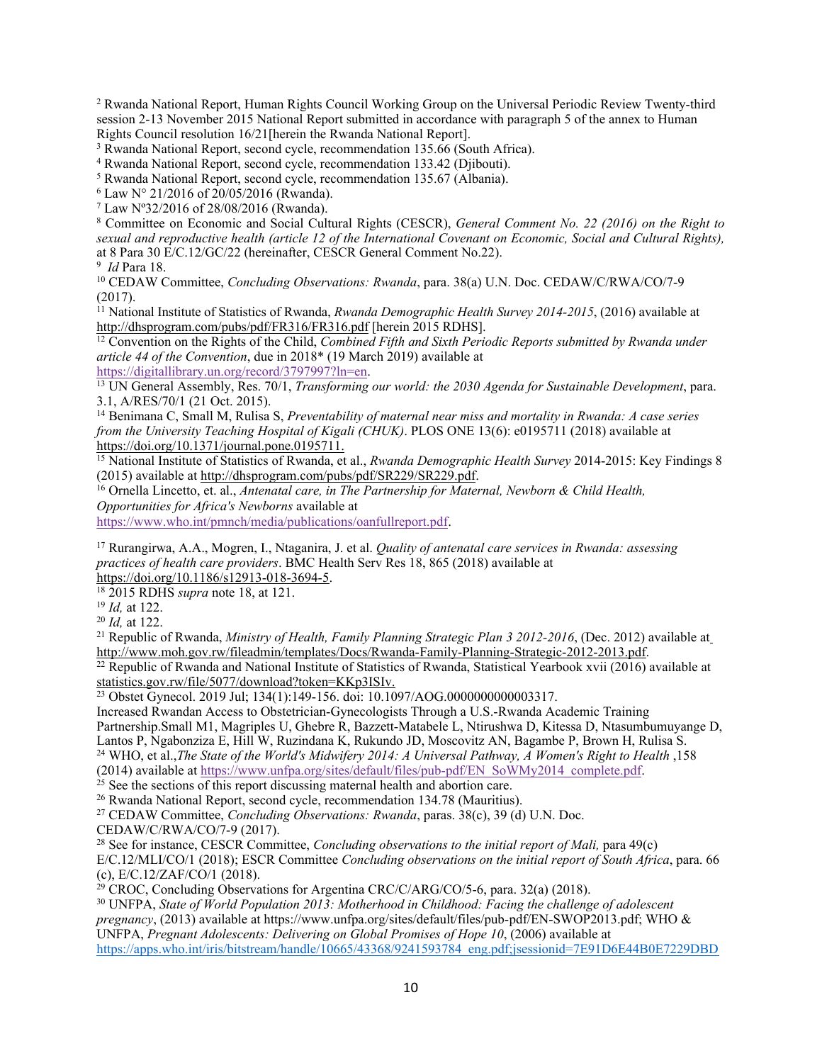[2] Rwanda National Report, Human Rights Council Working Group on the Universal Periodic Review Twenty-third session 2-13 November 2015 National Report submitted in accordance with paragraph 5 of the annex to Human Rights Council resolution 16/21[herein the Rwanda National Report].

[3] Rwanda National Report, second cycle, recommendation 135.66 (South Africa).

[4] Rwanda National Report, second cycle, recommendation 133.42 (Djibouti).

[5] Rwanda National Report, second cycle, recommendation 135.67 (Albania).

[6] Law N° 21/2016 of 20/05/2016 (Rwanda).

[7] Law Nº32/2016 of 28/08/2016 (Rwanda).

[8] Committee on Economic and Social Cultural Rights (CESCR), *General Comment No. 22 (2016) on the Right to sexual and reproductive health (article 12 of the International Covenant on Economic, Social and Cultural Rights),* at 8 Para 30 E/C.12/GC/22 (hereinafter, CESCR General Comment No.22).

[9] *Id* Para 18.

[10] CEDAW Committee, *Concluding Observations: Rwanda*, para. 38(a) U.N. Doc. CEDAW/C/RWA/CO/7-9 (2017).

[11] National Institute of Statistics of Rwanda, *Rwanda Demographic Health Survey 2014-2015*, (2016) available at http://dhsprogram.com/pubs/pdf/FR316/FR316.pdf [herein 2015 RDHS].

[12] Convention on the Rights of the Child, *Combined Fifth and Sixth Periodic Reports submitted by Rwanda under article 44 of the Convention*, due in 2018* (19 March 2019) available at https://digitallibrary.un.org/record/3797997?ln=en.

[13] UN General Assembly, Res. 70/1, *Transforming our world: the 2030 Agenda for Sustainable Development*, para. 3.1, A/RES/70/1 (21 Oct. 2015).

[14] Benimana C, Small M, Rulisa S, *Preventability of maternal near miss and mortality in Rwanda: A case series from the University Teaching Hospital of Kigali (CHUK)*. PLOS ONE 13(6): e0195711 (2018) available at https://doi.org/10.1371/journal.pone.0195711.

[15] National Institute of Statistics of Rwanda, et al., *Rwanda Demographic Health Survey* 2014-2015: Key Findings 8 (2015) available at http://dhsprogram.com/pubs/pdf/SR229/SR229.pdf.

[16] Ornella Lincetto, et. al., *Antenatal care, in The Partnership for Maternal, Newborn & Child Health, Opportunities for Africa's Newborns* available at https://www.who.int/pmnch/media/publications/oanfullreport.pdf.

[17] Rurangirwa, A.A., Mogren, I., Ntaganira, J. et al. *Quality of antenatal care services in Rwanda: assessing practices of health care providers*. BMC Health Serv Res 18, 865 (2018) available at https://doi.org/10.1186/s12913-018-3694-5.

[18] 2015 RDHS *supra* note 18, at 121.

[19] *Id,* at 122.

[20] *Id,* at 122.

[21] Republic of Rwanda, *Ministry of Health, Family Planning Strategic Plan 3 2012-2016*, (Dec. 2012) available at http://www.moh.gov.rw/fileadmin/templates/Docs/Rwanda-Family-Planning-Strategic-2012-2013.pdf.

[22] Republic of Rwanda and National Institute of Statistics of Rwanda, Statistical Yearbook xvii (2016) available at statistics.gov.rw/file/5077/download?token=KKp3ISIv.

[23] Obstet Gynecol. 2019 Jul; 134(1):149-156. doi: 10.1097/AOG.0000000000003317. Increased Rwandan Access to Obstetrician-Gynecologists Through a U.S.-Rwanda Academic Training Partnership.Small M1, Magriples U, Ghebre R, Bazzett-Matabele L, Ntirushwa D, Kitessa D, Ntasumbumuyange D, Lantos P, Ngabonziza E, Hill W, Ruzindana K, Rukundo JD, Moscovitz AN, Bagambe P, Brown H, Rulisa S.

[24] WHO, et al.,*The State of the World's Midwifery 2014: A Universal Pathway, A Women's Right to Health* ,158 (2014) available at https://www.unfpa.org/sites/default/files/pub-pdf/EN_SoWMy2014_complete.pdf.

[25] See the sections of this report discussing maternal health and abortion care.

[26] Rwanda National Report, second cycle, recommendation 134.78 (Mauritius).

[27] CEDAW Committee, *Concluding Observations: Rwanda*, paras. 38(c), 39 (d) U.N. Doc. CEDAW/C/RWA/CO/7-9 (2017).

[28] See for instance, CESCR Committee, *Concluding observations to the initial report of Mali,* para 49(c) E/C.12/MLI/CO/1 (2018); ESCR Committee *Concluding observations on the initial report of South Africa*, para. 66 (c), E/C.12/ZAF/CO/1 (2018).

[29] CROC, Concluding Observations for Argentina CRC/C/ARG/CO/5-6, para. 32(a) (2018).

[30] UNFPA, *State of World Population 2013: Motherhood in Childhood: Facing the challenge of adolescent pregnancy*, (2013) available at https://www.unfpa.org/sites/default/files/pub-pdf/EN-SWOP2013.pdf; WHO & UNFPA, *Pregnant Adolescents: Delivering on Global Promises of Hope 10*, (2006) available at https://apps.who.int/iris/bitstream/handle/10665/43368/9241593784_eng.pdf;jsessionid=7E91D6E44B0E7229DBD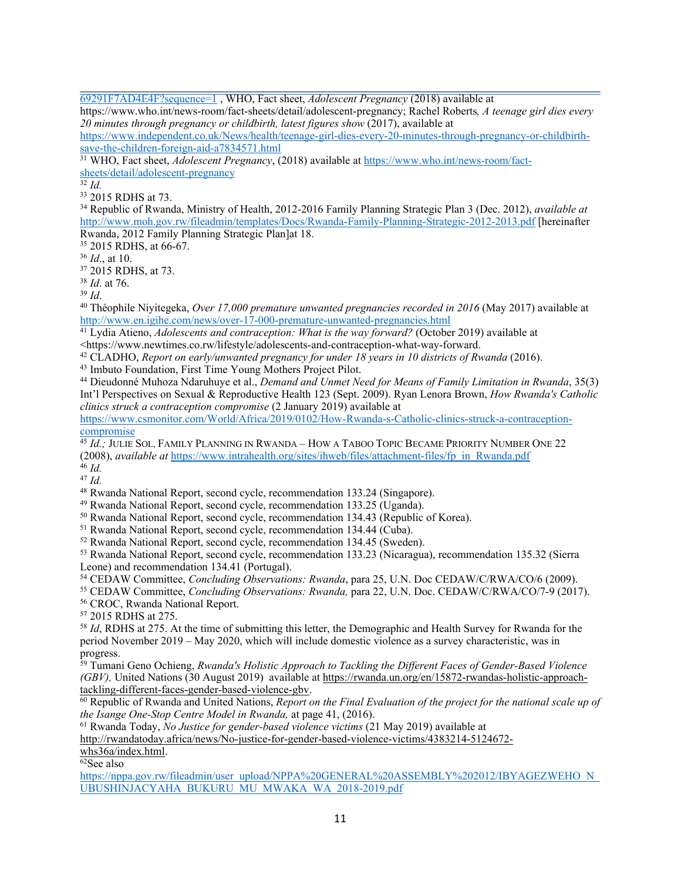69291F7AD4E4F?sequence=1 , WHO, Fact sheet, *Adolescent Pregnancy* (2018) available at https://www.who.int/news-room/fact-sheets/detail/adolescent-pregnancy; Rachel Roberts*, A teenage girl dies every 20 minutes through pregnancy or childbirth, latest figures show* (2017), available at https://www.independent.co.uk/News/health/teenage-girl-dies-every-20-minutes-through-pregnancy-or-childbirth-save-the-children-foreign-aid-a7834571.html

[31] WHO, Fact sheet, *Adolescent Pregnancy*, (2018) available at https://www.who.int/news-room/fact-sheets/detail/adolescent-pregnancy

[32] *Id.*

[33] 2015 RDHS at 73.

[34] Republic of Rwanda, Ministry of Health, 2012-2016 Family Planning Strategic Plan 3 (Dec. 2012), *available at* http://www.moh.gov.rw/fileadmin/templates/Docs/Rwanda-Family-Planning-Strategic-2012-2013.pdf [hereinafter Rwanda, 2012 Family Planning Strategic Plan]at 18.

[35] 2015 RDHS, at 66-67.

[36] *Id*., at 10.

[37] 2015 RDHS, at 73.

[38] *Id*. at 76.

[39] *Id*.

[40] Théophile Niyitegeka, *Over 17,000 premature unwanted pregnancies recorded in 2016* (May 2017) available at http://www.en.igihe.com/news/over-17-000-premature-unwanted-pregnancies.html

[41] Lydia Atieno, *Adolescents and contraception: What is the way forward?* (October 2019) available at <https://www.newtimes.co.rw/lifestyle/adolescents-and-contraception-what-way-forward.

[42] CLADHO, *Report on early/unwanted pregnancy for under 18 years in 10 districts of Rwanda* (2016).

[43] Imbuto Foundation, First Time Young Mothers Project Pilot.

[44] Dieudonné Muhoza Ndaruhuye et al., *Demand and Unmet Need for Means of Family Limitation in Rwanda*, 35(3) Int'l Perspectives on Sexual & Reproductive Health 123 (Sept. 2009). Ryan Lenora Brown, *How Rwanda's Catholic clinics struck a contraception compromise* (2 January 2019) available at https://www.csmonitor.com/World/Africa/2019/0102/How-Rwanda-s-Catholic-clinics-struck-a-contraception-compromise

[45] *Id.;* Julie Sol, Family Planning in Rwanda – How a Taboo Topic Became Priority Number One 22 (2008), *available at* https://www.intrahealth.org/sites/ihweb/files/attachment-files/fp_in_Rwanda.pdf

[46] *Id.*

[47] *Id.*

[48] Rwanda National Report, second cycle, recommendation 133.24 (Singapore).

[49] Rwanda National Report, second cycle, recommendation 133.25 (Uganda).

[50] Rwanda National Report, second cycle, recommendation 134.43 (Republic of Korea).

[51] Rwanda National Report, second cycle, recommendation 134.44 (Cuba).

[52] Rwanda National Report, second cycle, recommendation 134.45 (Sweden).

[53] Rwanda National Report, second cycle, recommendation 133.23 (Nicaragua), recommendation 135.32 (Sierra Leone) and recommendation 134.41 (Portugal).

[54] CEDAW Committee, *Concluding Observations: Rwanda*, para 25, U.N. Doc CEDAW/C/RWA/CO/6 (2009).

[55] CEDAW Committee, *Concluding Observations: Rwanda,* para 22, U.N. Doc. CEDAW/C/RWA/CO/7-9 (2017).

[56] CROC, Rwanda National Report.

[57] 2015 RDHS at 275.

[58] *Id*, RDHS at 275. At the time of submitting this letter, the Demographic and Health Survey for Rwanda for the period November 2019 – May 2020, which will include domestic violence as a survey characteristic, was in progress.

[59] Tumani Geno Ochieng, *Rwanda's Holistic Approach to Tackling the Different Faces of Gender-Based Violence (GBV),* United Nations (30 August 2019) available at https://rwanda.un.org/en/15872-rwandas-holistic-approach-tackling-different-faces-gender-based-violence-gbv.

[60] Republic of Rwanda and United Nations, *Report on the Final Evaluation of the project for the national scale up of the Isange One-Stop Centre Model in Rwanda,* at page 41, (2016).

[61] Rwanda Today, *No Justice for gender-based violence victims* (21 May 2019) available at http://rwandatoday.africa/news/No-justice-for-gender-based-violence-victims/4383214-5124672-whs36a/index.html.

[62]See also https://nppa.gov.rw/fileadmin/user_upload/NPPA%20GENERAL%20ASSEMBLY%202012/IBYAGEZWEHO_NUBUSHINJACYAHA_BUKURU_MU_MWAKA_WA_2018-2019.pdf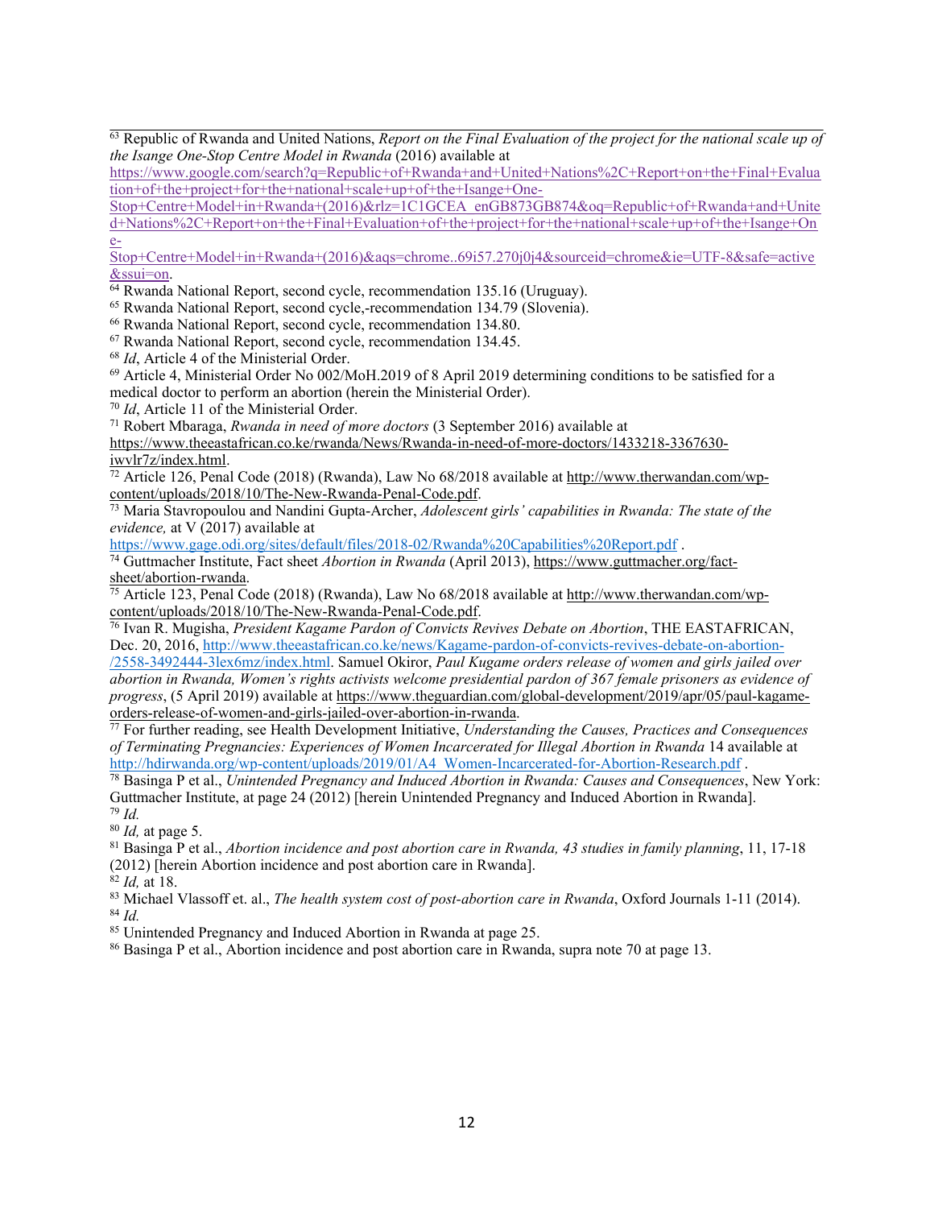[63] Republic of Rwanda and United Nations, *Report on the Final Evaluation of the project for the national scale up of the Isange One-Stop Centre Model in Rwanda* (2016) available at https://www.google.com/search?q=Republic+of+Rwanda+and+United+Nations%2C+Report+on+the+Final+Evaluation+of+the+project+for+the+national+scale+up+of+the+Isange+One-Stop+Centre+Model+in+Rwanda+(2016)&rlz=1C1GCEA_enGB873GB874&oq=Republic+of+Rwanda+and+United+Nations%2C+Report+on+the+Final+Evaluation+of+the+project+for+the+national+scale+up+of+the+Isange+One-Stop+Centre+Model+in+Rwanda+(2016)&aqs=chrome..69i57.270j0j4&sourceid=chrome&ie=UTF-8&safe=active&ssui=on.

[64] Rwanda National Report, second cycle, recommendation 135.16 (Uruguay).

[65] Rwanda National Report, second cycle,-recommendation 134.79 (Slovenia).

[66] Rwanda National Report, second cycle, recommendation 134.80.

[67] Rwanda National Report, second cycle, recommendation 134.45.

[68] *Id*, Article 4 of the Ministerial Order.

[69] Article 4, Ministerial Order No 002/MoH.2019 of 8 April 2019 determining conditions to be satisfied for a medical doctor to perform an abortion (herein the Ministerial Order).

[70] *Id*, Article 11 of the Ministerial Order.

[71] Robert Mbaraga, *Rwanda in need of more doctors* (3 September 2016) available at https://www.theeastafrican.co.ke/rwanda/News/Rwanda-in-need-of-more-doctors/1433218-3367630-iwvlr7z/index.html.

[72] Article 126, Penal Code (2018) (Rwanda), Law No 68/2018 available at http://www.therwandan.com/wp-content/uploads/2018/10/The-New-Rwanda-Penal-Code.pdf.

[73] Maria Stavropoulou and Nandini Gupta-Archer, *Adolescent girls' capabilities in Rwanda: The state of the evidence,* at V (2017) available at https://www.gage.odi.org/sites/default/files/2018-02/Rwanda%20Capabilities%20Report.pdf .

[74] Guttmacher Institute, Fact sheet *Abortion in Rwanda* (April 2013), https://www.guttmacher.org/fact-sheet/abortion-rwanda.

[75] Article 123, Penal Code (2018) (Rwanda), Law No 68/2018 available at http://www.therwandan.com/wp-content/uploads/2018/10/The-New-Rwanda-Penal-Code.pdf.

[76] Ivan R. Mugisha, *President Kagame Pardon of Convicts Revives Debate on Abortion*, THE EASTAFRICAN, Dec. 20, 2016, http://www.theeastafrican.co.ke/news/Kagame-pardon-of-convicts-revives-debate-on-abortion-/2558-3492444-3lex6mz/index.html. Samuel Okiror, *Paul Kugame orders release of women and girls jailed over abortion in Rwanda, Women's rights activists welcome presidential pardon of 367 female prisoners as evidence of progress*, (5 April 2019) available at https://www.theguardian.com/global-development/2019/apr/05/paul-kagame-orders-release-of-women-and-girls-jailed-over-abortion-in-rwanda.

[77] For further reading, see Health Development Initiative, *Understanding the Causes, Practices and Consequences of Terminating Pregnancies: Experiences of Women Incarcerated for Illegal Abortion in Rwanda* 14 available at http://hdirwanda.org/wp-content/uploads/2019/01/A4_Women-Incarcerated-for-Abortion-Research.pdf .

[78] Basinga P et al., *Unintended Pregnancy and Induced Abortion in Rwanda: Causes and Consequences*, New York: Guttmacher Institute, at page 24 (2012) [herein Unintended Pregnancy and Induced Abortion in Rwanda].

[79] *Id.*

[80] *Id,* at page 5.

[81] Basinga P et al., *Abortion incidence and post abortion care in Rwanda, 43 studies in family planning*, 11, 17-18 (2012) [herein Abortion incidence and post abortion care in Rwanda].

[82] *Id,* at 18.

[83] Michael Vlassoff et. al., *The health system cost of post-abortion care in Rwanda*, Oxford Journals 1-11 (2014).

[84] *Id.*

[85] Unintended Pregnancy and Induced Abortion in Rwanda at page 25.

[86] Basinga P et al., Abortion incidence and post abortion care in Rwanda, supra note 70 at page 13.